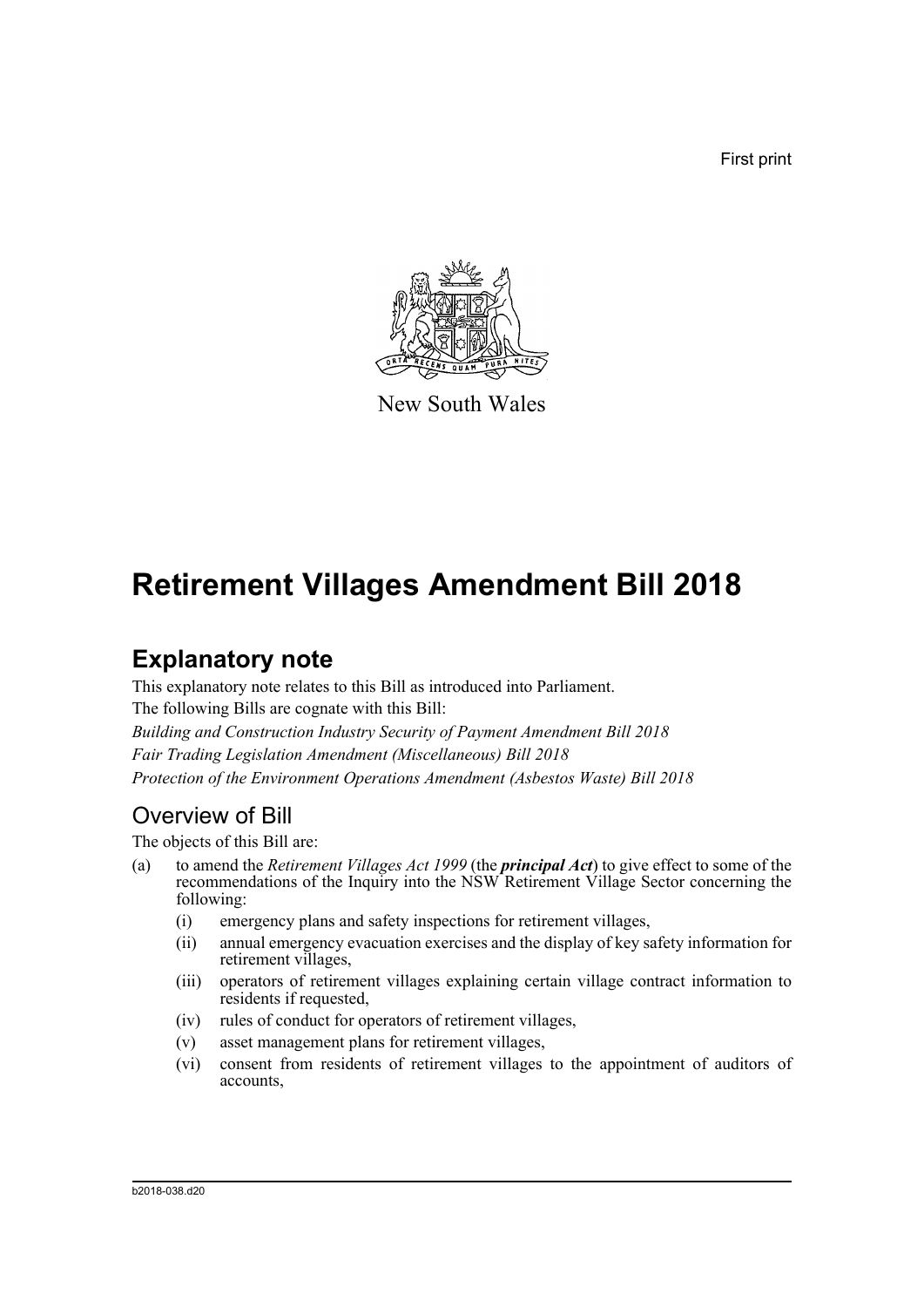First print

New South Wales

# Retirement Villages Amendment Bill 2018

## Explanatory note

This explanatory note relates to this Bill as introduced into Parliament.

The following Bills are cognate with this Bill:

*Building and Construction Industry Security of Payment Amendment Bill 2018*

*Fair Trading Legislation Amendment (Miscellaneous) Bill 2018*

*Protection of the Environment Operations Amendment (Asbestos Waste) Bill 2018*

### Overview of Bill

The objects of this Bill are:

(a) to amend the *Retirement Villages Act 1999* (the ***principal Act***) to give effect to some of the recommendations of the Inquiry into the NSW Retirement Village Sector concerning the following:

  (i) emergency plans and safety inspections for retirement villages,

  (ii) annual emergency evacuation exercises and the display of key safety information for retirement villages,

  (iii) operators of retirement villages explaining certain village contract information to residents if requested,

  (iv) rules of conduct for operators of retirement villages,

  (v) asset management plans for retirement villages,

  (vi) consent from residents of retirement villages to the appointment of auditors of accounts,

b2018-038.d20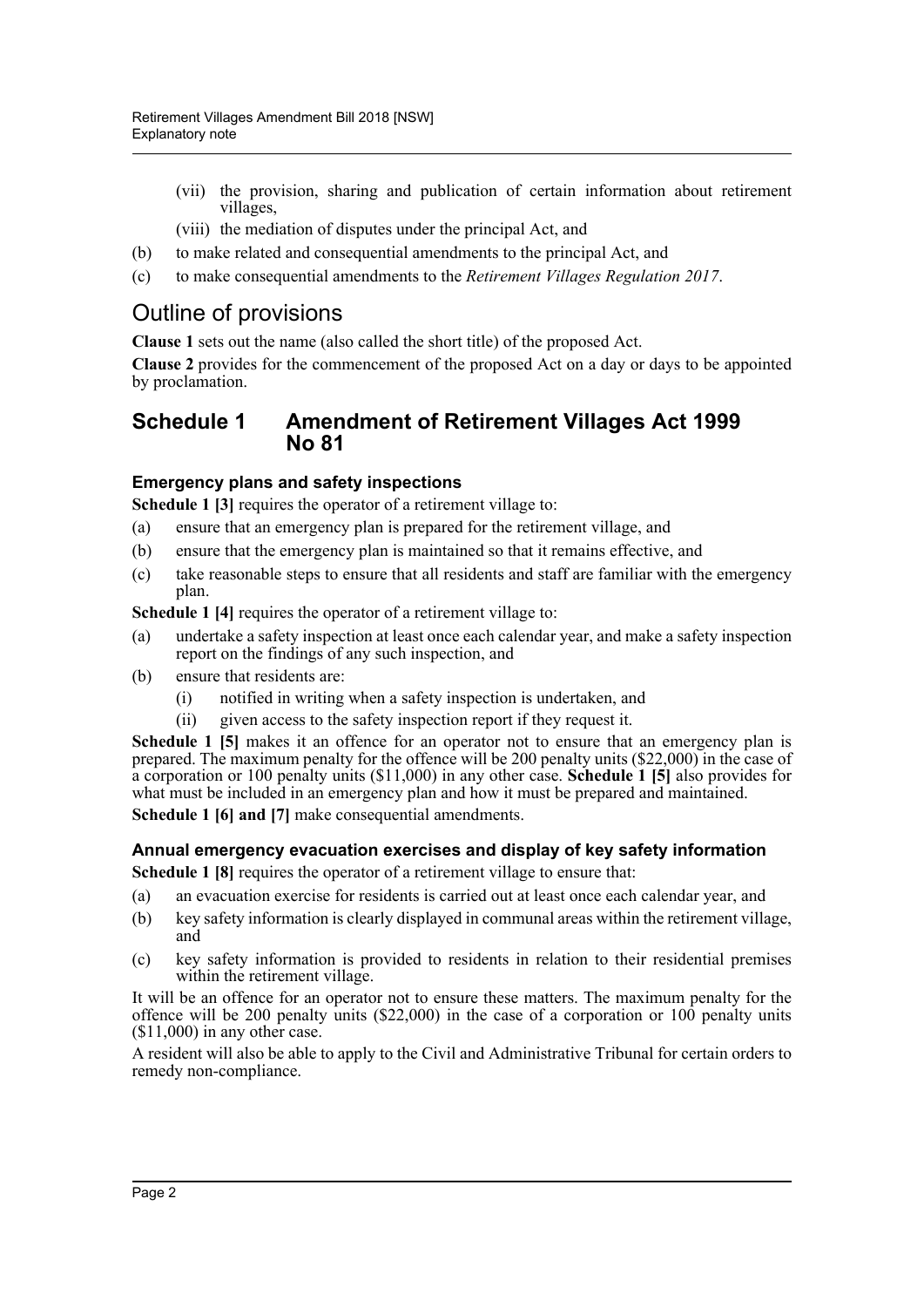(vii) the provision, sharing and publication of certain information about retirement villages,

(viii) the mediation of disputes under the principal Act, and

(b) to make related and consequential amendments to the principal Act, and

(c) to make consequential amendments to the *Retirement Villages Regulation 2017*.

# Outline of provisions

**Clause 1** sets out the name (also called the short title) of the proposed Act.

**Clause 2** provides for the commencement of the proposed Act on a day or days to be appointed by proclamation.

## Schedule 1 Amendment of Retirement Villages Act 1999 No 81

### Emergency plans and safety inspections

**Schedule 1 [3]** requires the operator of a retirement village to:

(a) ensure that an emergency plan is prepared for the retirement village, and

(b) ensure that the emergency plan is maintained so that it remains effective, and

(c) take reasonable steps to ensure that all residents and staff are familiar with the emergency plan.

**Schedule 1 [4]** requires the operator of a retirement village to:

(a) undertake a safety inspection at least once each calendar year, and make a safety inspection report on the findings of any such inspection, and

(b) ensure that residents are:

(i) notified in writing when a safety inspection is undertaken, and

(ii) given access to the safety inspection report if they request it.

**Schedule 1 [5]** makes it an offence for an operator not to ensure that an emergency plan is prepared. The maximum penalty for the offence will be 200 penalty units ($22,000) in the case of a corporation or 100 penalty units ($11,000) in any other case. **Schedule 1 [5]** also provides for what must be included in an emergency plan and how it must be prepared and maintained.

**Schedule 1 [6] and [7]** make consequential amendments.

### Annual emergency evacuation exercises and display of key safety information

**Schedule 1 [8]** requires the operator of a retirement village to ensure that:

(a) an evacuation exercise for residents is carried out at least once each calendar year, and

(b) key safety information is clearly displayed in communal areas within the retirement village, and

(c) key safety information is provided to residents in relation to their residential premises within the retirement village.

It will be an offence for an operator not to ensure these matters. The maximum penalty for the offence will be 200 penalty units ($22,000) in the case of a corporation or 100 penalty units ($11,000) in any other case.

A resident will also be able to apply to the Civil and Administrative Tribunal for certain orders to remedy non-compliance.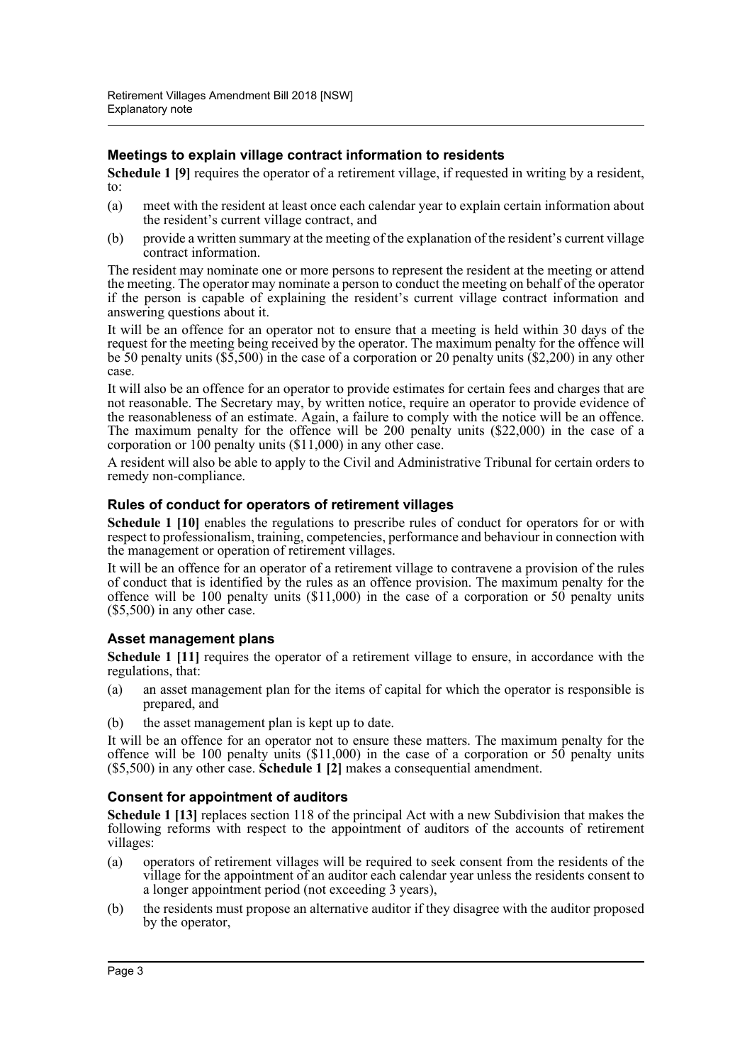### Meetings to explain village contract information to residents

**Schedule 1 [9]** requires the operator of a retirement village, if requested in writing by a resident, to:

(a) meet with the resident at least once each calendar year to explain certain information about the resident's current village contract, and

(b) provide a written summary at the meeting of the explanation of the resident's current village contract information.

The resident may nominate one or more persons to represent the resident at the meeting or attend the meeting. The operator may nominate a person to conduct the meeting on behalf of the operator if the person is capable of explaining the resident's current village contract information and answering questions about it.

It will be an offence for an operator not to ensure that a meeting is held within 30 days of the request for the meeting being received by the operator. The maximum penalty for the offence will be 50 penalty units ($5,500) in the case of a corporation or 20 penalty units ($2,200) in any other case.

It will also be an offence for an operator to provide estimates for certain fees and charges that are not reasonable. The Secretary may, by written notice, require an operator to provide evidence of the reasonableness of an estimate. Again, a failure to comply with the notice will be an offence. The maximum penalty for the offence will be 200 penalty units ($22,000) in the case of a corporation or 100 penalty units ($11,000) in any other case.

A resident will also be able to apply to the Civil and Administrative Tribunal for certain orders to remedy non-compliance.

### Rules of conduct for operators of retirement villages

**Schedule 1 [10]** enables the regulations to prescribe rules of conduct for operators for or with respect to professionalism, training, competencies, performance and behaviour in connection with the management or operation of retirement villages.

It will be an offence for an operator of a retirement village to contravene a provision of the rules of conduct that is identified by the rules as an offence provision. The maximum penalty for the offence will be 100 penalty units ($11,000) in the case of a corporation or 50 penalty units ($5,500) in any other case.

### Asset management plans

**Schedule 1 [11]** requires the operator of a retirement village to ensure, in accordance with the regulations, that:

(a) an asset management plan for the items of capital for which the operator is responsible is prepared, and

(b) the asset management plan is kept up to date.

It will be an offence for an operator not to ensure these matters. The maximum penalty for the offence will be 100 penalty units ($11,000) in the case of a corporation or 50 penalty units ($5,500) in any other case. **Schedule 1 [2]** makes a consequential amendment.

### Consent for appointment of auditors

**Schedule 1 [13]** replaces section 118 of the principal Act with a new Subdivision that makes the following reforms with respect to the appointment of auditors of the accounts of retirement villages:

(a) operators of retirement villages will be required to seek consent from the residents of the village for the appointment of an auditor each calendar year unless the residents consent to a longer appointment period (not exceeding 3 years),

(b) the residents must propose an alternative auditor if they disagree with the auditor proposed by the operator,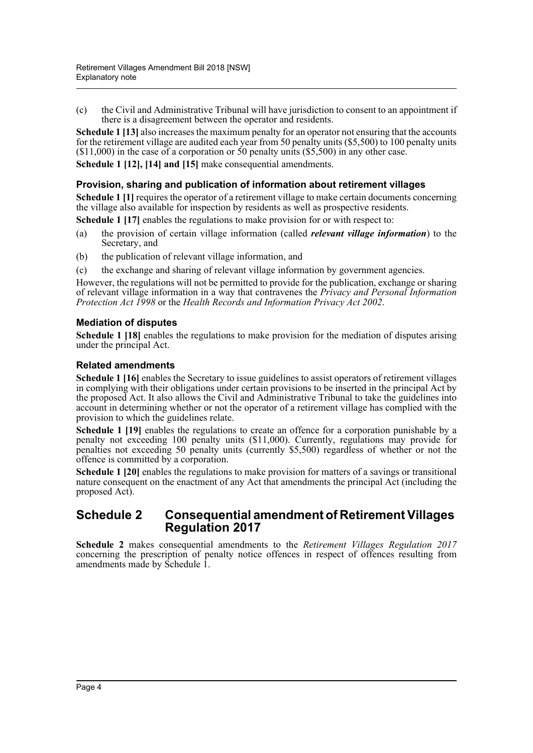(c) the Civil and Administrative Tribunal will have jurisdiction to consent to an appointment if there is a disagreement between the operator and residents.

**Schedule 1 [13]** also increases the maximum penalty for an operator not ensuring that the accounts for the retirement village are audited each year from 50 penalty units ($5,500) to 100 penalty units ($11,000) in the case of a corporation or 50 penalty units ($5,500) in any other case.

**Schedule 1 [12], [14] and [15]** make consequential amendments.

### Provision, sharing and publication of information about retirement villages

**Schedule 1 [1]** requires the operator of a retirement village to make certain documents concerning the village also available for inspection by residents as well as prospective residents.

**Schedule 1 [17]** enables the regulations to make provision for or with respect to:

(a) the provision of certain village information (called ***relevant village information***) to the Secretary, and

(b) the publication of relevant village information, and

(c) the exchange and sharing of relevant village information by government agencies.

However, the regulations will not be permitted to provide for the publication, exchange or sharing of relevant village information in a way that contravenes the *Privacy and Personal Information Protection Act 1998* or the *Health Records and Information Privacy Act 2002*.

### Mediation of disputes

**Schedule 1 [18]** enables the regulations to make provision for the mediation of disputes arising under the principal Act.

### Related amendments

**Schedule 1 [16]** enables the Secretary to issue guidelines to assist operators of retirement villages in complying with their obligations under certain provisions to be inserted in the principal Act by the proposed Act. It also allows the Civil and Administrative Tribunal to take the guidelines into account in determining whether or not the operator of a retirement village has complied with the provision to which the guidelines relate.

**Schedule 1 [19]** enables the regulations to create an offence for a corporation punishable by a penalty not exceeding 100 penalty units ($11,000). Currently, regulations may provide for penalties not exceeding 50 penalty units (currently $5,500) regardless of whether or not the offence is committed by a corporation.

**Schedule 1 [20]** enables the regulations to make provision for matters of a savings or transitional nature consequent on the enactment of any Act that amendments the principal Act (including the proposed Act).

## Schedule 2 Consequential amendment of Retirement Villages Regulation 2017

**Schedule 2** makes consequential amendments to the *Retirement Villages Regulation 2017* concerning the prescription of penalty notice offences in respect of offences resulting from amendments made by Schedule 1.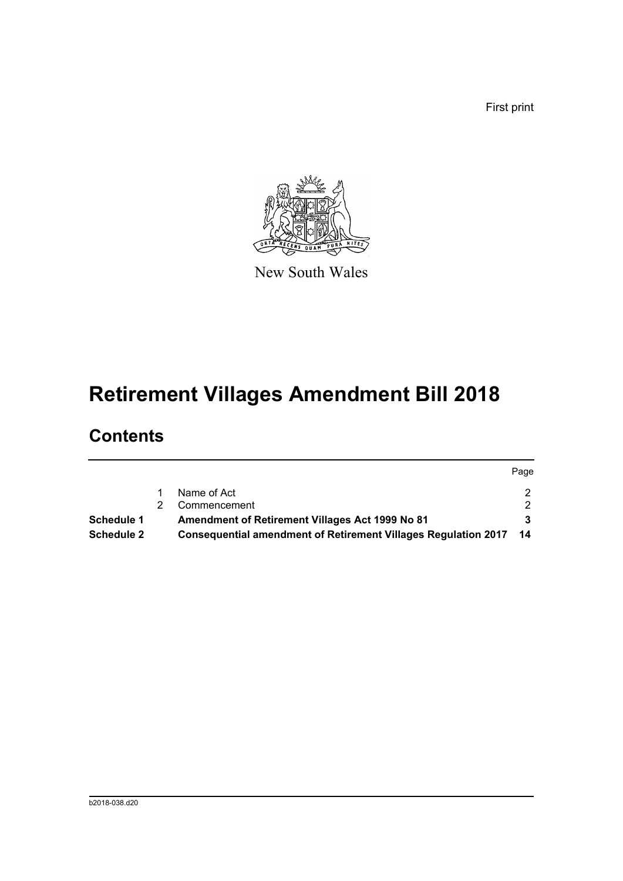First print

New South Wales

# Retirement Villages Amendment Bill 2018

## Contents

| | | | Page |
|---|---|---|---|
| | 1 | Name of Act | 2 |
| | 2 | Commencement | 2 |
| **Schedule 1** | | **Amendment of Retirement Villages Act 1999 No 81** | **3** |
| **Schedule 2** | | **Consequential amendment of Retirement Villages Regulation 2017** | **14** |

b2018-038.d20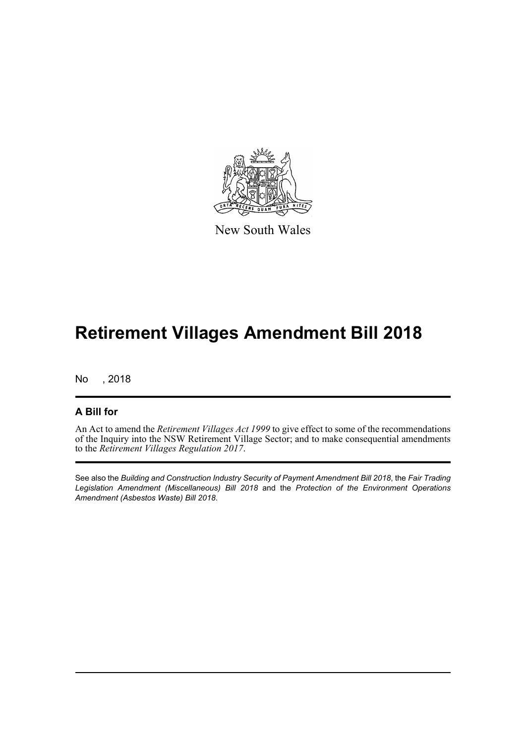New South Wales

# Retirement Villages Amendment Bill 2018

No , 2018

## A Bill for

An Act to amend the *Retirement Villages Act 1999* to give effect to some of the recommendations of the Inquiry into the NSW Retirement Village Sector; and to make consequential amendments to the *Retirement Villages Regulation 2017*.

See also the *Building and Construction Industry Security of Payment Amendment Bill 2018*, the *Fair Trading Legislation Amendment (Miscellaneous) Bill 2018* and the *Protection of the Environment Operations Amendment (Asbestos Waste) Bill 2018*.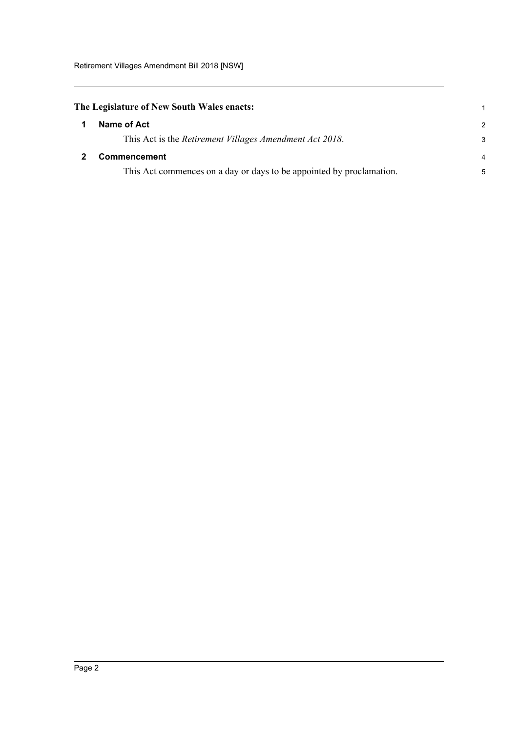**The Legislature of New South Wales enacts:**

## 1 Name of Act

This Act is the *Retirement Villages Amendment Act 2018*.

## 2 Commencement

This Act commences on a day or days to be appointed by proclamation.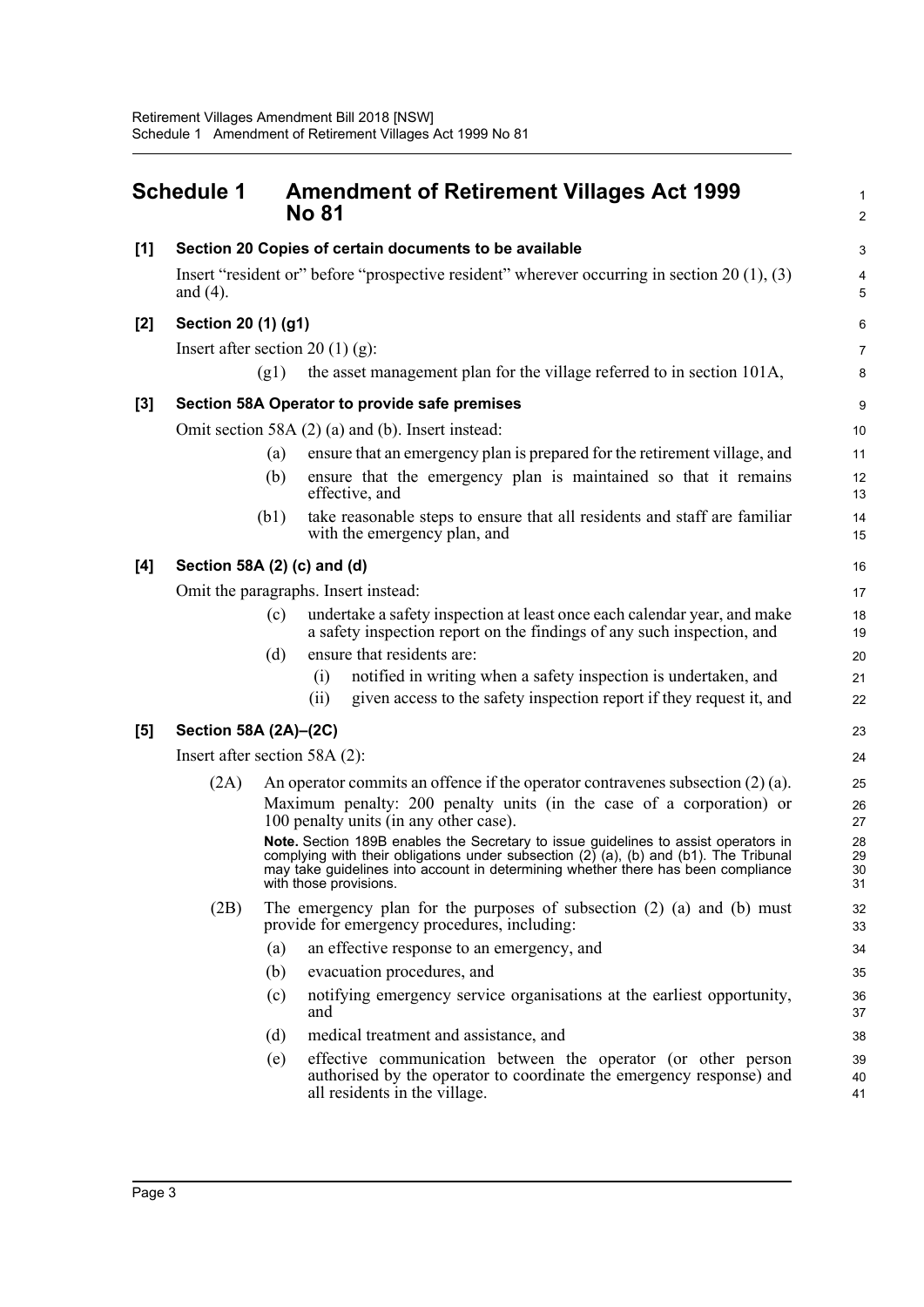# Schedule 1 Amendment of Retirement Villages Act 1999 No 81

**[1] Section 20 Copies of certain documents to be available**

Insert "resident or" before "prospective resident" wherever occurring in section 20 (1), (3) and (4).

**[2] Section 20 (1) (g1)**

Insert after section 20 (1) (g):

(g1) the asset management plan for the village referred to in section 101A,

**[3] Section 58A Operator to provide safe premises**

Omit section 58A (2) (a) and (b). Insert instead:

(a) ensure that an emergency plan is prepared for the retirement village, and

(b) ensure that the emergency plan is maintained so that it remains effective, and

(b1) take reasonable steps to ensure that all residents and staff are familiar with the emergency plan, and

**[4] Section 58A (2) (c) and (d)**

Omit the paragraphs. Insert instead:

(c) undertake a safety inspection at least once each calendar year, and make a safety inspection report on the findings of any such inspection, and

(d) ensure that residents are:

(i) notified in writing when a safety inspection is undertaken, and

(ii) given access to the safety inspection report if they request it, and

**[5] Section 58A (2A)–(2C)**

Insert after section 58A (2):

(2A) An operator commits an offence if the operator contravenes subsection (2) (a).

Maximum penalty: 200 penalty units (in the case of a corporation) or 100 penalty units (in any other case).

**Note.** Section 189B enables the Secretary to issue guidelines to assist operators in complying with their obligations under subsection (2) (a), (b) and (b1). The Tribunal may take guidelines into account in determining whether there has been compliance with those provisions.

(2B) The emergency plan for the purposes of subsection (2) (a) and (b) must provide for emergency procedures, including:

(a) an effective response to an emergency, and

(b) evacuation procedures, and

(c) notifying emergency service organisations at the earliest opportunity, and

(d) medical treatment and assistance, and

(e) effective communication between the operator (or other person authorised by the operator to coordinate the emergency response) and all residents in the village.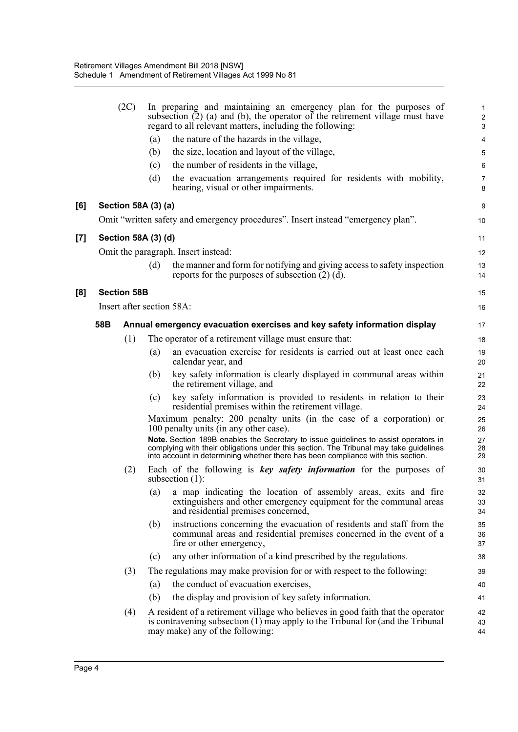(2C) In preparing and maintaining an emergency plan for the purposes of subsection (2) (a) and (b), the operator of the retirement village must have regard to all relevant matters, including the following:

- (a) the nature of the hazards in the village,
- (b) the size, location and layout of the village,
- (c) the number of residents in the village,
- (d) the evacuation arrangements required for residents with mobility, hearing, visual or other impairments.

**[6] Section 58A (3) (a)**

Omit "written safety and emergency procedures". Insert instead "emergency plan".

**[7] Section 58A (3) (d)**

Omit the paragraph. Insert instead:

- (d) the manner and form for notifying and giving access to safety inspection reports for the purposes of subsection (2) (d).

**[8] Section 58B**

Insert after section 58A:

**58B Annual emergency evacuation exercises and key safety information display**

(1) The operator of a retirement village must ensure that:

- (a) an evacuation exercise for residents is carried out at least once each calendar year, and
- (b) key safety information is clearly displayed in communal areas within the retirement village, and
- (c) key safety information is provided to residents in relation to their residential premises within the retirement village.

Maximum penalty: 200 penalty units (in the case of a corporation) or 100 penalty units (in any other case).

**Note.** Section 189B enables the Secretary to issue guidelines to assist operators in complying with their obligations under this section. The Tribunal may take guidelines into account in determining whether there has been compliance with this section.

(2) Each of the following is ***key safety information*** for the purposes of subsection (1):

- (a) a map indicating the location of assembly areas, exits and fire extinguishers and other emergency equipment for the communal areas and residential premises concerned,
- (b) instructions concerning the evacuation of residents and staff from the communal areas and residential premises concerned in the event of a fire or other emergency,
- (c) any other information of a kind prescribed by the regulations.

(3) The regulations may make provision for or with respect to the following:

- (a) the conduct of evacuation exercises,
- (b) the display and provision of key safety information.

(4) A resident of a retirement village who believes in good faith that the operator is contravening subsection (1) may apply to the Tribunal for (and the Tribunal may make) any of the following: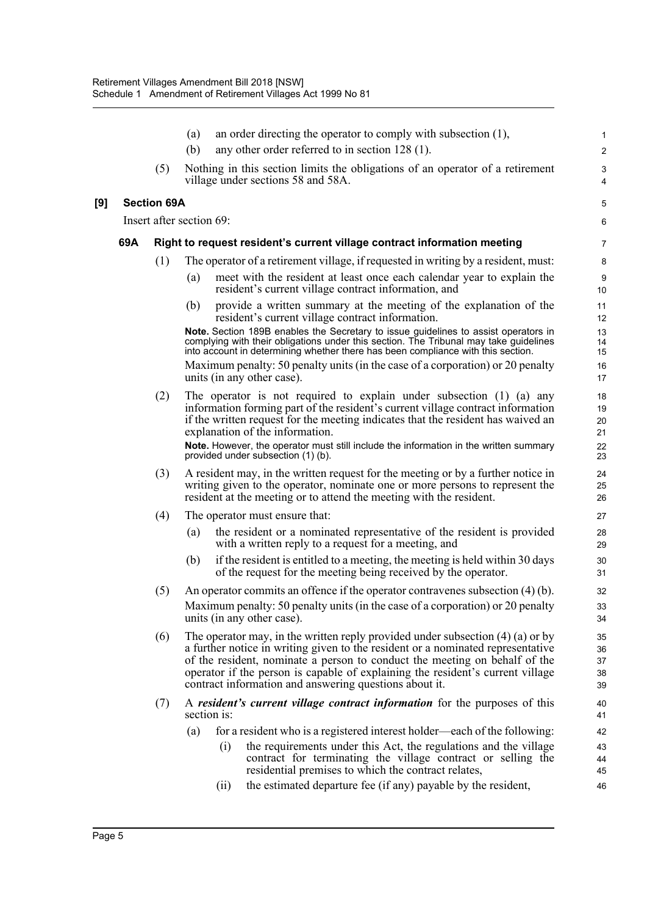(a) an order directing the operator to comply with subsection (1),

(b) any other order referred to in section 128 (1).

(5) Nothing in this section limits the obligations of an operator of a retirement village under sections 58 and 58A.

## [9] Section 69A

Insert after section 69:

### 69A Right to request resident's current village contract information meeting

(1) The operator of a retirement village, if requested in writing by a resident, must:

(a) meet with the resident at least once each calendar year to explain the resident's current village contract information, and

(b) provide a written summary at the meeting of the explanation of the resident's current village contract information.

**Note.** Section 189B enables the Secretary to issue guidelines to assist operators in complying with their obligations under this section. The Tribunal may take guidelines into account in determining whether there has been compliance with this section.

Maximum penalty: 50 penalty units (in the case of a corporation) or 20 penalty units (in any other case).

(2) The operator is not required to explain under subsection (1) (a) any information forming part of the resident's current village contract information if the written request for the meeting indicates that the resident has waived an explanation of the information.

**Note.** However, the operator must still include the information in the written summary provided under subsection (1) (b).

(3) A resident may, in the written request for the meeting or by a further notice in writing given to the operator, nominate one or more persons to represent the resident at the meeting or to attend the meeting with the resident.

(4) The operator must ensure that:

(a) the resident or a nominated representative of the resident is provided with a written reply to a request for a meeting, and

(b) if the resident is entitled to a meeting, the meeting is held within 30 days of the request for the meeting being received by the operator.

(5) An operator commits an offence if the operator contravenes subsection (4) (b).

Maximum penalty: 50 penalty units (in the case of a corporation) or 20 penalty units (in any other case).

(6) The operator may, in the written reply provided under subsection (4) (a) or by a further notice in writing given to the resident or a nominated representative of the resident, nominate a person to conduct the meeting on behalf of the operator if the person is capable of explaining the resident's current village contract information and answering questions about it.

(7) A ***resident's current village contract information*** for the purposes of this section is:

(a) for a resident who is a registered interest holder—each of the following:

(i) the requirements under this Act, the regulations and the village contract for terminating the village contract or selling the residential premises to which the contract relates,

(ii) the estimated departure fee (if any) payable by the resident,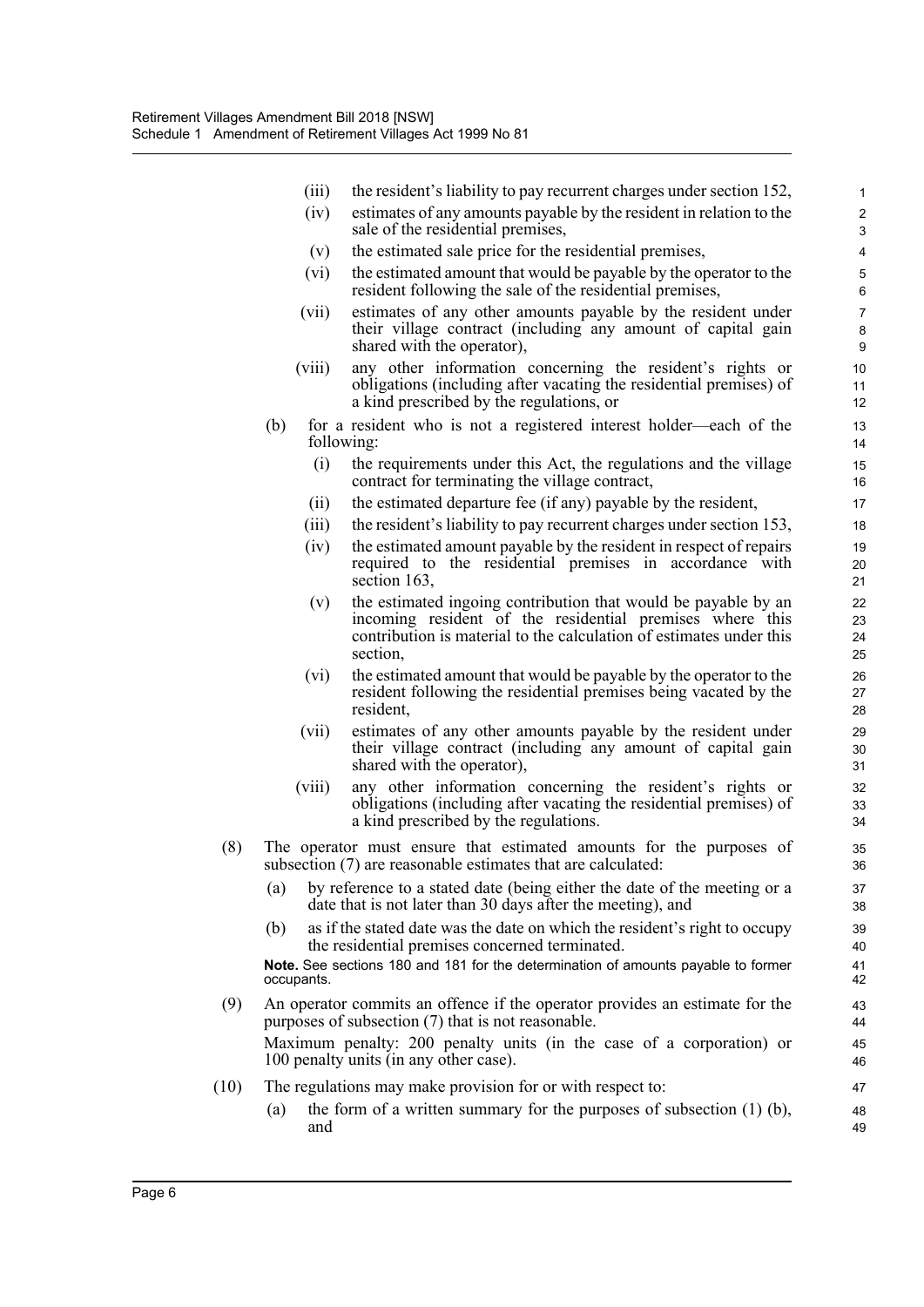(iii) the resident's liability to pay recurrent charges under section 152,

(iv) estimates of any amounts payable by the resident in relation to the sale of the residential premises,

(v) the estimated sale price for the residential premises,

(vi) the estimated amount that would be payable by the operator to the resident following the sale of the residential premises,

(vii) estimates of any other amounts payable by the resident under their village contract (including any amount of capital gain shared with the operator),

(viii) any other information concerning the resident's rights or obligations (including after vacating the residential premises) of a kind prescribed by the regulations, or

(b) for a resident who is not a registered interest holder—each of the following:

(i) the requirements under this Act, the regulations and the village contract for terminating the village contract,

(ii) the estimated departure fee (if any) payable by the resident,

(iii) the resident's liability to pay recurrent charges under section 153,

(iv) the estimated amount payable by the resident in respect of repairs required to the residential premises in accordance with section 163,

(v) the estimated ingoing contribution that would be payable by an incoming resident of the residential premises where this contribution is material to the calculation of estimates under this section,

(vi) the estimated amount that would be payable by the operator to the resident following the residential premises being vacated by the resident,

(vii) estimates of any other amounts payable by the resident under their village contract (including any amount of capital gain shared with the operator),

(viii) any other information concerning the resident's rights or obligations (including after vacating the residential premises) of a kind prescribed by the regulations.

(8) The operator must ensure that estimated amounts for the purposes of subsection (7) are reasonable estimates that are calculated:

(a) by reference to a stated date (being either the date of the meeting or a date that is not later than 30 days after the meeting), and

(b) as if the stated date was the date on which the resident's right to occupy the residential premises concerned terminated.

**Note.** See sections 180 and 181 for the determination of amounts payable to former occupants.

(9) An operator commits an offence if the operator provides an estimate for the purposes of subsection (7) that is not reasonable.

Maximum penalty: 200 penalty units (in the case of a corporation) or 100 penalty units (in any other case).

(10) The regulations may make provision for or with respect to:

(a) the form of a written summary for the purposes of subsection (1) (b), and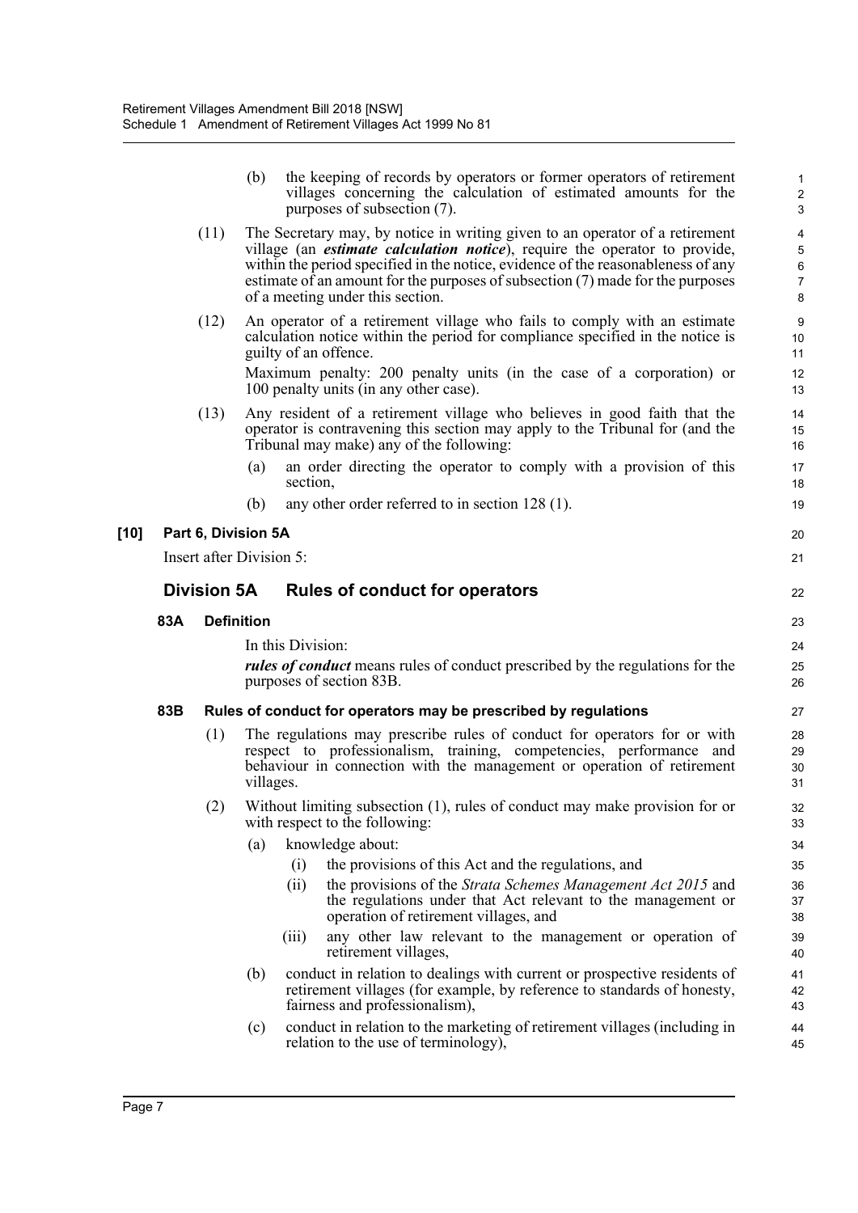(b) the keeping of records by operators or former operators of retirement villages concerning the calculation of estimated amounts for the purposes of subsection (7).

(11) The Secretary may, by notice in writing given to an operator of a retirement village (an ***estimate calculation notice***), require the operator to provide, within the period specified in the notice, evidence of the reasonableness of any estimate of an amount for the purposes of subsection (7) made for the purposes of a meeting under this section.

(12) An operator of a retirement village who fails to comply with an estimate calculation notice within the period for compliance specified in the notice is guilty of an offence.

Maximum penalty: 200 penalty units (in the case of a corporation) or 100 penalty units (in any other case).

(13) Any resident of a retirement village who believes in good faith that the operator is contravening this section may apply to the Tribunal for (and the Tribunal may make) any of the following:

(a) an order directing the operator to comply with a provision of this section,

(b) any other order referred to in section 128 (1).

**[10] Part 6, Division 5A**

Insert after Division 5:

## Division 5A Rules of conduct for operators

### 83A Definition

In this Division:

***rules of conduct*** means rules of conduct prescribed by the regulations for the purposes of section 83B.

### 83B Rules of conduct for operators may be prescribed by regulations

(1) The regulations may prescribe rules of conduct for operators for or with respect to professionalism, training, competencies, performance and behaviour in connection with the management or operation of retirement villages.

(2) Without limiting subsection (1), rules of conduct may make provision for or with respect to the following:

(a) knowledge about:

(i) the provisions of this Act and the regulations, and

(ii) the provisions of the *Strata Schemes Management Act 2015* and the regulations under that Act relevant to the management or operation of retirement villages, and

(iii) any other law relevant to the management or operation of retirement villages,

(b) conduct in relation to dealings with current or prospective residents of retirement villages (for example, by reference to standards of honesty, fairness and professionalism),

(c) conduct in relation to the marketing of retirement villages (including in relation to the use of terminology),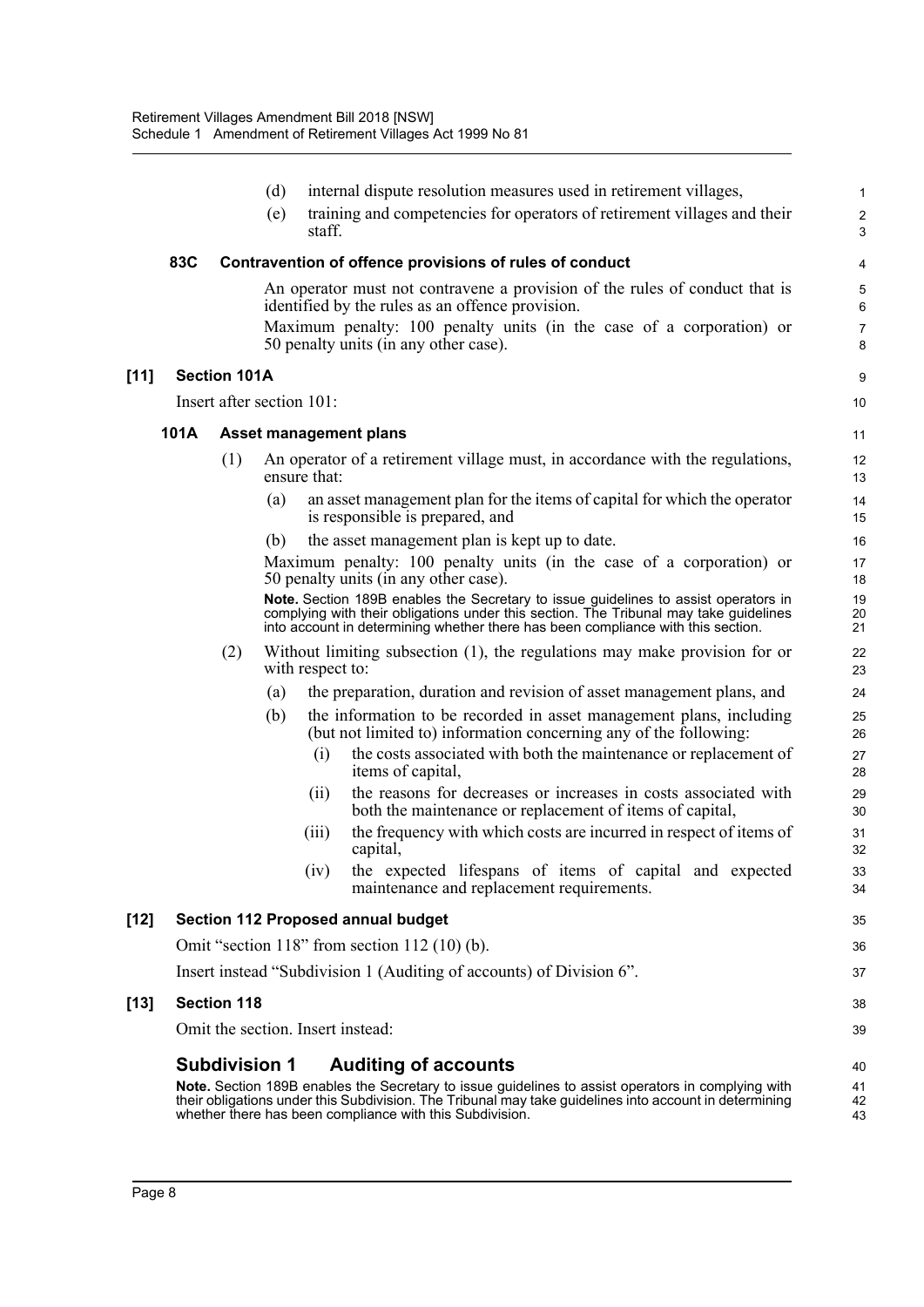(d) internal dispute resolution measures used in retirement villages,

(e) training and competencies for operators of retirement villages and their staff.

#### 83C Contravention of offence provisions of rules of conduct

An operator must not contravene a provision of the rules of conduct that is identified by the rules as an offence provision.

Maximum penalty: 100 penalty units (in the case of a corporation) or 50 penalty units (in any other case).

### [11] Section 101A

Insert after section 101:

#### 101A Asset management plans

(1) An operator of a retirement village must, in accordance with the regulations, ensure that:

(a) an asset management plan for the items of capital for which the operator is responsible is prepared, and

(b) the asset management plan is kept up to date.

Maximum penalty: 100 penalty units (in the case of a corporation) or 50 penalty units (in any other case).

**Note.** Section 189B enables the Secretary to issue guidelines to assist operators in complying with their obligations under this section. The Tribunal may take guidelines into account in determining whether there has been compliance with this section.

(2) Without limiting subsection (1), the regulations may make provision for or with respect to:

(a) the preparation, duration and revision of asset management plans, and

(b) the information to be recorded in asset management plans, including (but not limited to) information concerning any of the following:

(i) the costs associated with both the maintenance or replacement of items of capital,

(ii) the reasons for decreases or increases in costs associated with both the maintenance or replacement of items of capital,

(iii) the frequency with which costs are incurred in respect of items of capital,

(iv) the expected lifespans of items of capital and expected maintenance and replacement requirements.

### [12] Section 112 Proposed annual budget

Omit "section 118" from section 112 (10) (b).

Insert instead "Subdivision 1 (Auditing of accounts) of Division 6".

### [13] Section 118

Omit the section. Insert instead:

## Subdivision 1 Auditing of accounts

**Note.** Section 189B enables the Secretary to issue guidelines to assist operators in complying with their obligations under this Subdivision. The Tribunal may take guidelines into account in determining whether there has been compliance with this Subdivision.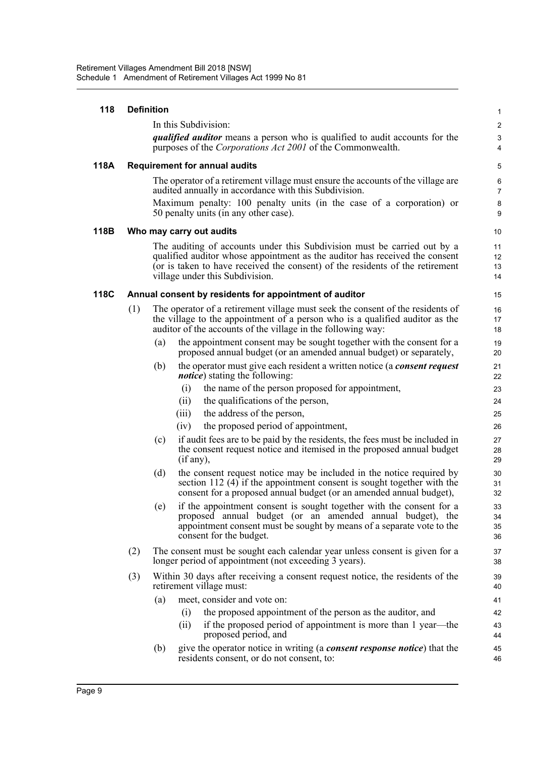**118 Definition**

In this Subdivision:

***qualified auditor*** means a person who is qualified to audit accounts for the purposes of the *Corporations Act 2001* of the Commonwealth.

**118A Requirement for annual audits**

The operator of a retirement village must ensure the accounts of the village are audited annually in accordance with this Subdivision.

Maximum penalty: 100 penalty units (in the case of a corporation) or 50 penalty units (in any other case).

**118B Who may carry out audits**

The auditing of accounts under this Subdivision must be carried out by a qualified auditor whose appointment as the auditor has received the consent (or is taken to have received the consent) of the residents of the retirement village under this Subdivision.

**118C Annual consent by residents for appointment of auditor**

(1) The operator of a retirement village must seek the consent of the residents of the village to the appointment of a person who is a qualified auditor as the auditor of the accounts of the village in the following way:

(a) the appointment consent may be sought together with the consent for a proposed annual budget (or an amended annual budget) or separately,

(b) the operator must give each resident a written notice (a ***consent request notice***) stating the following:

(i) the name of the person proposed for appointment,

(ii) the qualifications of the person,

(iii) the address of the person,

(iv) the proposed period of appointment,

(c) if audit fees are to be paid by the residents, the fees must be included in the consent request notice and itemised in the proposed annual budget (if any),

(d) the consent request notice may be included in the notice required by section 112 (4) if the appointment consent is sought together with the consent for a proposed annual budget (or an amended annual budget),

(e) if the appointment consent is sought together with the consent for a proposed annual budget (or an amended annual budget), the appointment consent must be sought by means of a separate vote to the consent for the budget.

(2) The consent must be sought each calendar year unless consent is given for a longer period of appointment (not exceeding 3 years).

(3) Within 30 days after receiving a consent request notice, the residents of the retirement village must:

(a) meet, consider and vote on:

(i) the proposed appointment of the person as the auditor, and

(ii) if the proposed period of appointment is more than 1 year—the proposed period, and

(b) give the operator notice in writing (a ***consent response notice***) that the residents consent, or do not consent, to: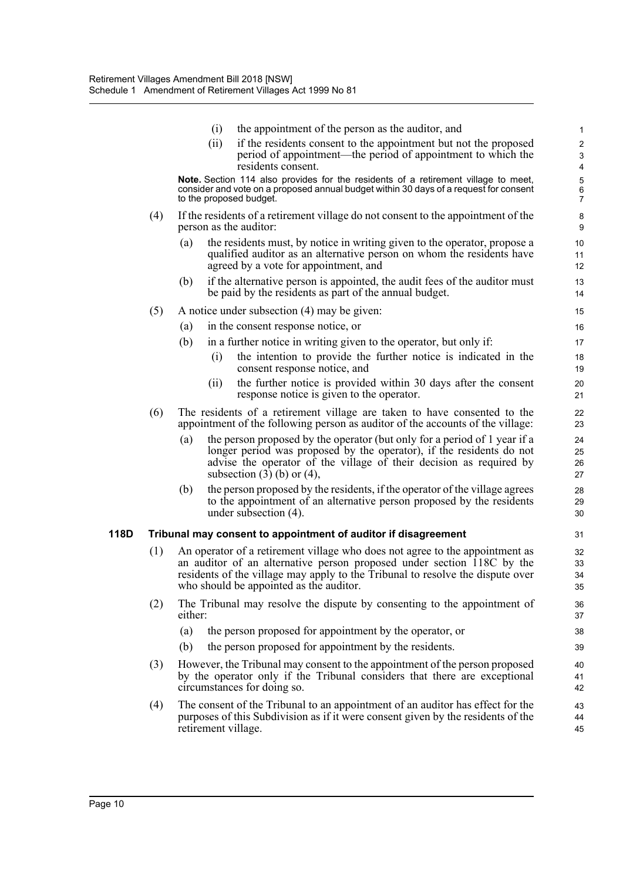(i) the appointment of the person as the auditor, and

(ii) if the residents consent to the appointment but not the proposed period of appointment—the period of appointment to which the residents consent.

**Note.** Section 114 also provides for the residents of a retirement village to meet, consider and vote on a proposed annual budget within 30 days of a request for consent to the proposed budget.

(4) If the residents of a retirement village do not consent to the appointment of the person as the auditor:

(a) the residents must, by notice in writing given to the operator, propose a qualified auditor as an alternative person on whom the residents have agreed by a vote for appointment, and

(b) if the alternative person is appointed, the audit fees of the auditor must be paid by the residents as part of the annual budget.

(5) A notice under subsection (4) may be given:

(a) in the consent response notice, or

(b) in a further notice in writing given to the operator, but only if:

(i) the intention to provide the further notice is indicated in the consent response notice, and

(ii) the further notice is provided within 30 days after the consent response notice is given to the operator.

(6) The residents of a retirement village are taken to have consented to the appointment of the following person as auditor of the accounts of the village:

(a) the person proposed by the operator (but only for a period of 1 year if a longer period was proposed by the operator), if the residents do not advise the operator of the village of their decision as required by subsection (3) (b) or (4),

(b) the person proposed by the residents, if the operator of the village agrees to the appointment of an alternative person proposed by the residents under subsection (4).

### 118D Tribunal may consent to appointment of auditor if disagreement

(1) An operator of a retirement village who does not agree to the appointment as an auditor of an alternative person proposed under section 118C by the residents of the village may apply to the Tribunal to resolve the dispute over who should be appointed as the auditor.

(2) The Tribunal may resolve the dispute by consenting to the appointment of either:

(a) the person proposed for appointment by the operator, or

(b) the person proposed for appointment by the residents.

(3) However, the Tribunal may consent to the appointment of the person proposed by the operator only if the Tribunal considers that there are exceptional circumstances for doing so.

(4) The consent of the Tribunal to an appointment of an auditor has effect for the purposes of this Subdivision as if it were consent given by the residents of the retirement village.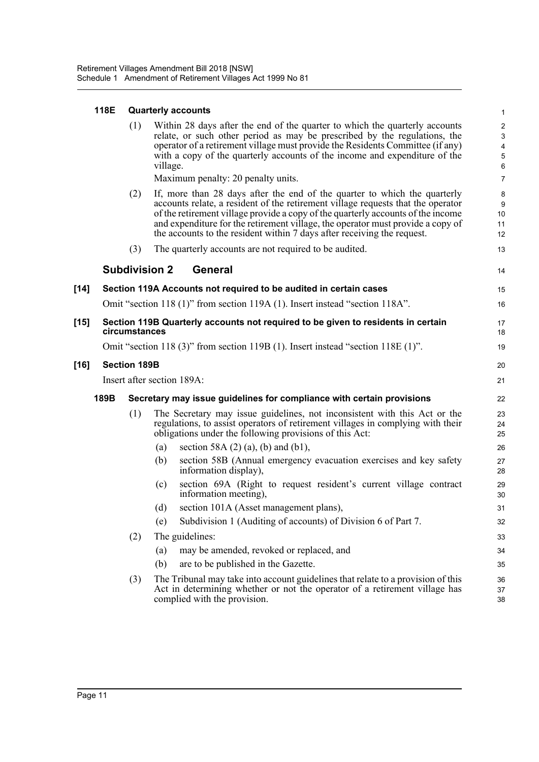#### 118E Quarterly accounts

(1) Within 28 days after the end of the quarter to which the quarterly accounts relate, or such other period as may be prescribed by the regulations, the operator of a retirement village must provide the Residents Committee (if any) with a copy of the quarterly accounts of the income and expenditure of the village.

Maximum penalty: 20 penalty units.

(2) If, more than 28 days after the end of the quarter to which the quarterly accounts relate, a resident of the retirement village requests that the operator of the retirement village provide a copy of the quarterly accounts of the income and expenditure for the retirement village, the operator must provide a copy of the accounts to the resident within 7 days after receiving the request.

(3) The quarterly accounts are not required to be audited.

### Subdivision 2 General

#### [14] Section 119A Accounts not required to be audited in certain cases

Omit "section 118 (1)" from section 119A (1). Insert instead "section 118A".

#### [15] Section 119B Quarterly accounts not required to be given to residents in certain circumstances

Omit "section 118 (3)" from section 119B (1). Insert instead "section 118E (1)".

#### [16] Section 189B

Insert after section 189A:

#### 189B Secretary may issue guidelines for compliance with certain provisions

(1) The Secretary may issue guidelines, not inconsistent with this Act or the regulations, to assist operators of retirement villages in complying with their obligations under the following provisions of this Act:

- (a) section 58A (2) (a), (b) and (b1),
- (b) section 58B (Annual emergency evacuation exercises and key safety information display),
- (c) section 69A (Right to request resident's current village contract information meeting),
- (d) section 101A (Asset management plans),
- (e) Subdivision 1 (Auditing of accounts) of Division 6 of Part 7.

(2) The guidelines:

- (a) may be amended, revoked or replaced, and
- (b) are to be published in the Gazette.

(3) The Tribunal may take into account guidelines that relate to a provision of this Act in determining whether or not the operator of a retirement village has complied with the provision.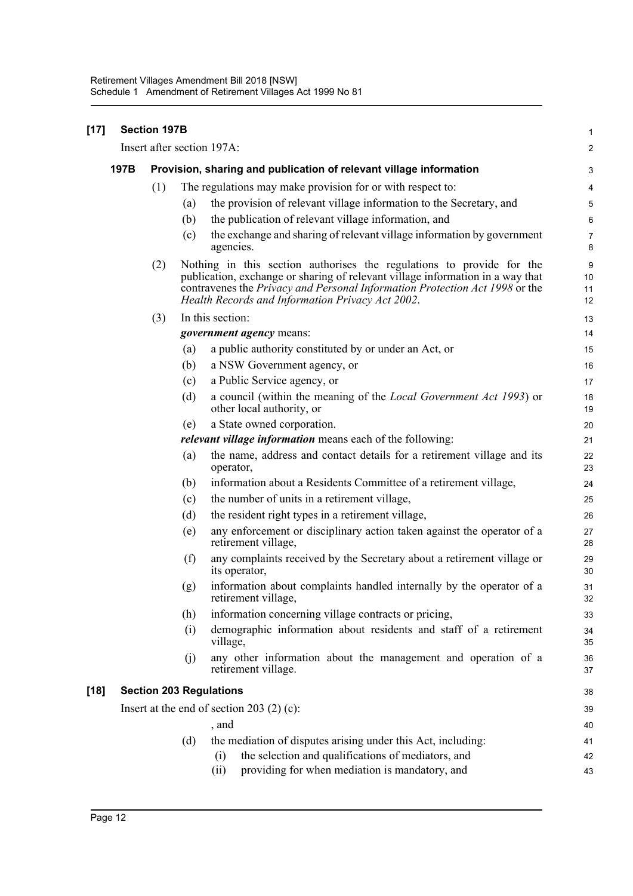**[17] Section 197B**

Insert after section 197A:

**197B Provision, sharing and publication of relevant village information**

(1) The regulations may make provision for or with respect to:

(a) the provision of relevant village information to the Secretary, and

(b) the publication of relevant village information, and

(c) the exchange and sharing of relevant village information by government agencies.

(2) Nothing in this section authorises the regulations to provide for the publication, exchange or sharing of relevant village information in a way that contravenes the *Privacy and Personal Information Protection Act 1998* or the *Health Records and Information Privacy Act 2002*.

(3) In this section:

***government agency*** means:

(a) a public authority constituted by or under an Act, or

(b) a NSW Government agency, or

(c) a Public Service agency, or

(d) a council (within the meaning of the *Local Government Act 1993*) or other local authority, or

(e) a State owned corporation.

***relevant village information*** means each of the following:

(a) the name, address and contact details for a retirement village and its operator,

(b) information about a Residents Committee of a retirement village,

(c) the number of units in a retirement village,

(d) the resident right types in a retirement village,

(e) any enforcement or disciplinary action taken against the operator of a retirement village,

(f) any complaints received by the Secretary about a retirement village or its operator,

(g) information about complaints handled internally by the operator of a retirement village,

(h) information concerning village contracts or pricing,

(i) demographic information about residents and staff of a retirement village,

(j) any other information about the management and operation of a retirement village.

**[18] Section 203 Regulations**

Insert at the end of section 203 (2) (c):

, and

(d) the mediation of disputes arising under this Act, including:

(i) the selection and qualifications of mediators, and

(ii) providing for when mediation is mandatory, and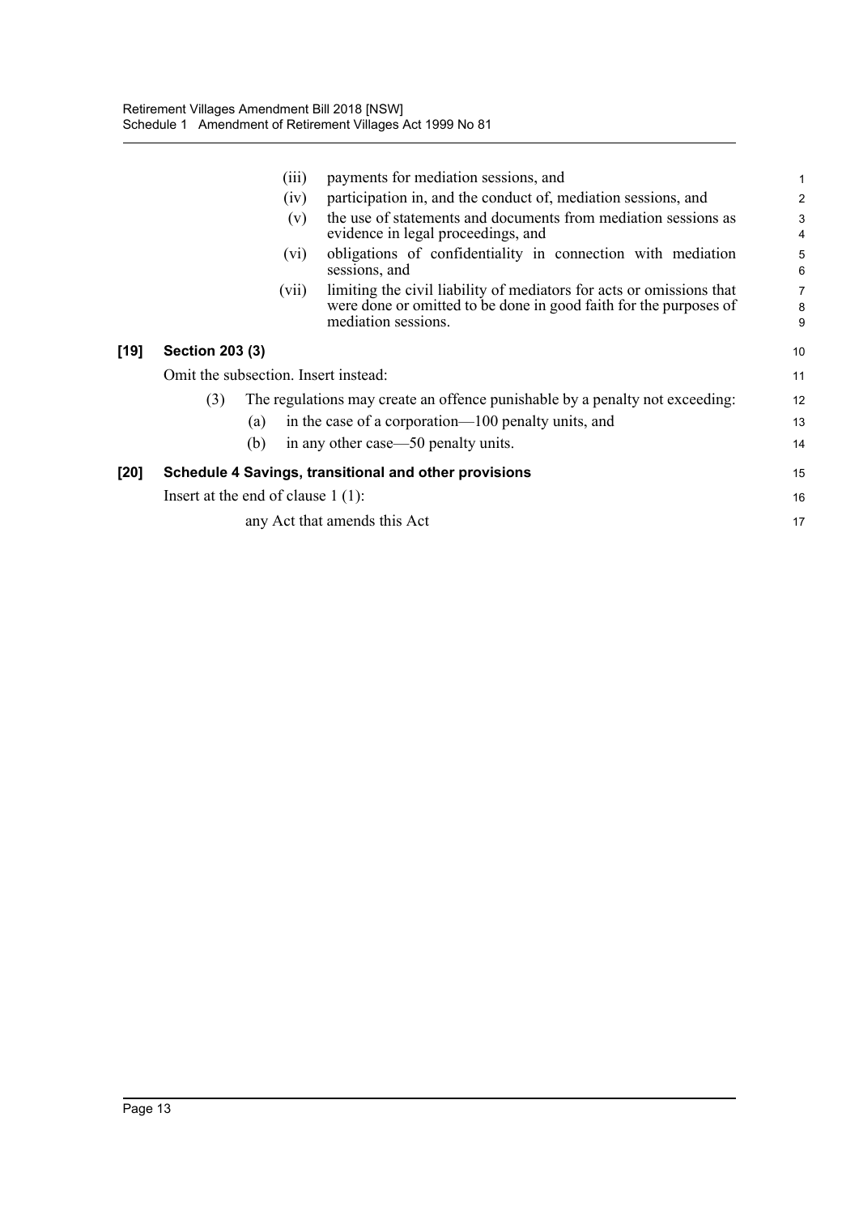(iii) payments for mediation sessions, and

(iv) participation in, and the conduct of, mediation sessions, and

(v) the use of statements and documents from mediation sessions as evidence in legal proceedings, and

(vi) obligations of confidentiality in connection with mediation sessions, and

(vii) limiting the civil liability of mediators for acts or omissions that were done or omitted to be done in good faith for the purposes of mediation sessions.

**[19] Section 203 (3)**

Omit the subsection. Insert instead:

(3) The regulations may create an offence punishable by a penalty not exceeding:

(a) in the case of a corporation—100 penalty units, and

(b) in any other case—50 penalty units.

**[20] Schedule 4 Savings, transitional and other provisions**

Insert at the end of clause 1 (1):

any Act that amends this Act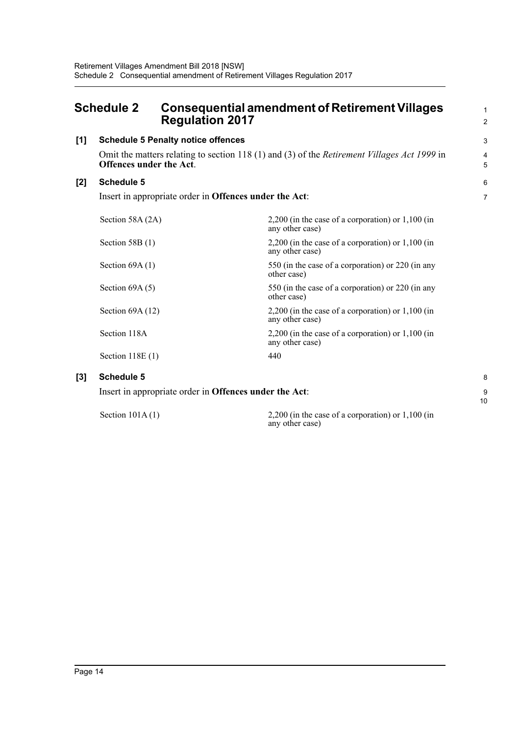# Schedule 2 Consequential amendment of Retirement Villages Regulation 2017

## [1] Schedule 5 Penalty notice offences

Omit the matters relating to section 118 (1) and (3) of the *Retirement Villages Act 1999* in **Offences under the Act**.

## [2] Schedule 5

Insert in appropriate order in **Offences under the Act**:

| | |
|---|---|
| Section 58A (2A) | 2,200 (in the case of a corporation) or 1,100 (in any other case) |
| Section 58B (1) | 2,200 (in the case of a corporation) or 1,100 (in any other case) |
| Section 69A (1) | 550 (in the case of a corporation) or 220 (in any other case) |
| Section 69A (5) | 550 (in the case of a corporation) or 220 (in any other case) |
| Section 69A (12) | 2,200 (in the case of a corporation) or 1,100 (in any other case) |
| Section 118A | 2,200 (in the case of a corporation) or 1,100 (in any other case) |
| Section 118E (1) | 440 |

## [3] Schedule 5

Insert in appropriate order in **Offences under the Act**:

| | |
|---|---|
| Section 101A (1) | 2,200 (in the case of a corporation) or 1,100 (in any other case) |